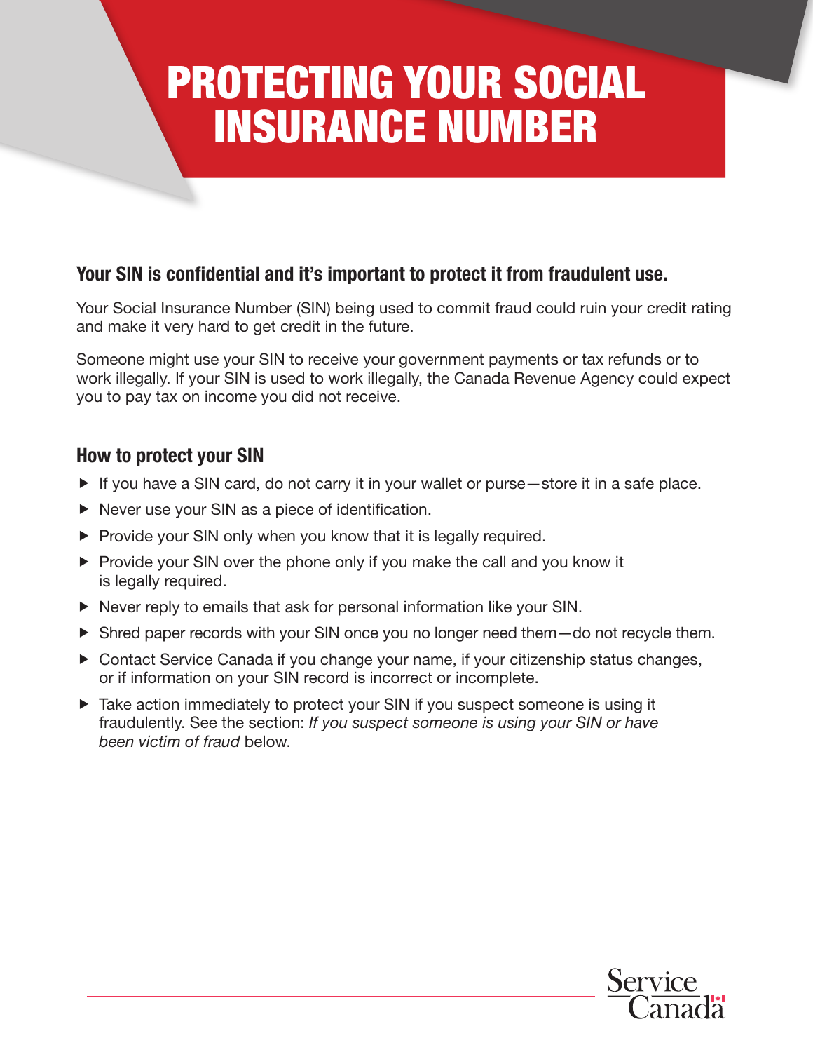# PROTECTING YOUR SOCIAL INSURANCE NUMBER

## Your SIN is confidential and it's important to protect it from fraudulent use.

Your Social Insurance Number (SIN) being used to commit fraud could ruin your credit rating and make it very hard to get credit in the future.

Someone might use your SIN to receive your government payments or tax refunds or to work illegally. If your SIN is used to work illegally, the Canada Revenue Agency could expect you to pay tax on income you did not receive.

## How to protect your SIN

- If you have a SIN card, do not carry it in your wallet or purse—store it in a safe place.
- Never use your SIN as a piece of identification.
- Provide your SIN only when you know that it is legally required.
- Provide your SIN over the phone only if you make the call and you know it is legally required.
- Never reply to emails that ask for personal information like your SIN.
- Shred paper records with your SIN once you no longer need them—do not recycle them.
- Contact Service Canada if you change your name, if your citizenship status changes, or if information on your SIN record is incorrect or incomplete.
- Take action immediately to protect your SIN if you suspect someone is using it fraudulently. See the section: *If you suspect someone is using your SIN or have been victim of fraud* below.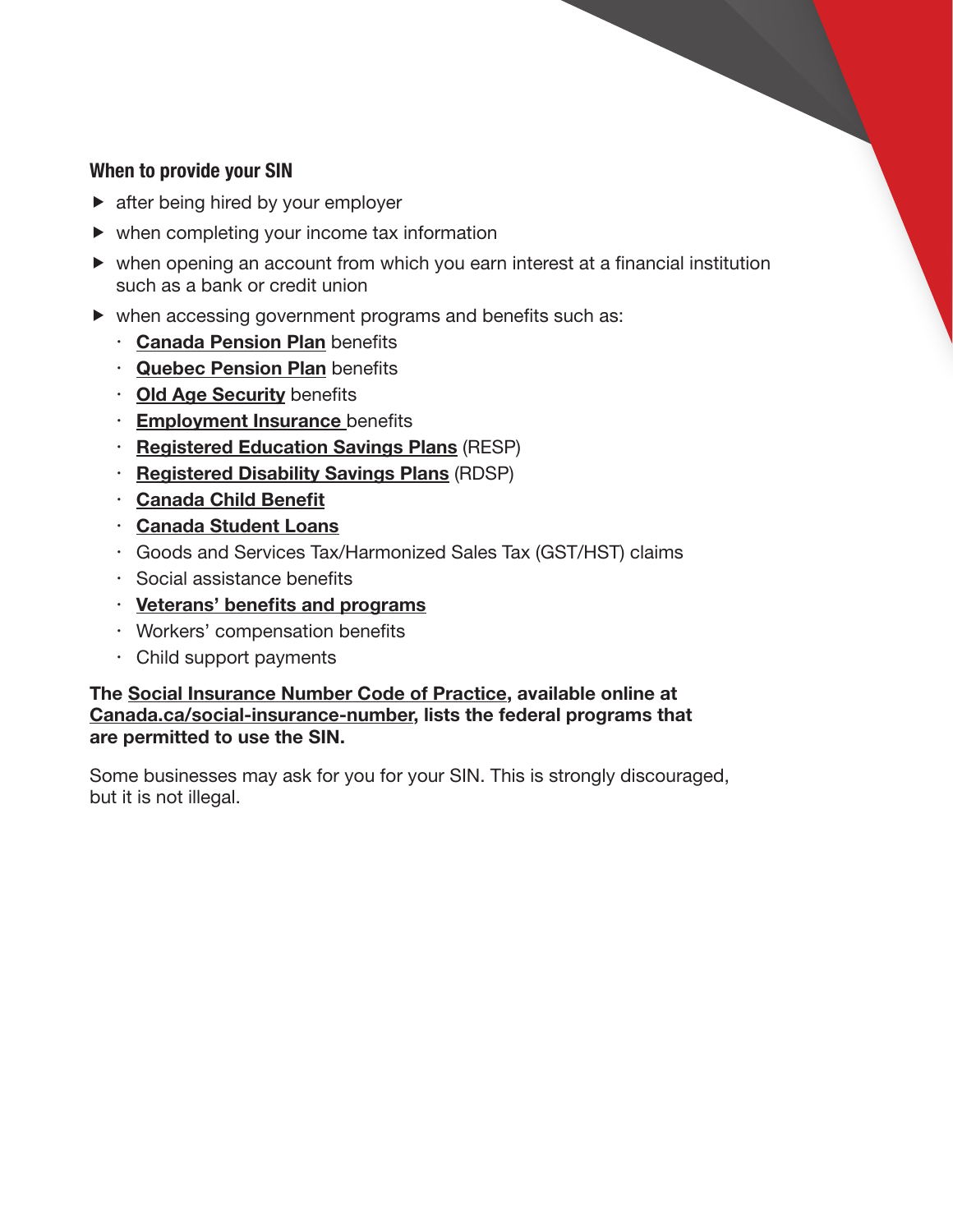### When to provide your SIN

- after being hired by your employer
- when completing your income tax information
- when opening an account from which you earn interest at a financial institution such as a bank or credit union
- when accessing government programs and benefits such as:
  - **Canada Pension Plan** benefits
  - **Quebec Pension Plan** benefits
  - **Old Age Security** benefits
  - **Employment Insurance** benefits
  - **Registered Education Savings Plans** (RESP)
  - **Registered Disability Savings Plans** (RDSP)
  - **Canada Child Benefit**
  - **Canada Student Loans**
  - Goods and Services Tax/Harmonized Sales Tax (GST/HST) claims
  - Social assistance benefits
  - **Veterans' benefits and programs**
  - Workers' compensation benefits
  - Child support payments

**The Social Insurance Number Code of Practice, available online at Canada.ca/social-insurance-number, lists the federal programs that are permitted to use the SIN.**

Some businesses may ask for you for your SIN. This is strongly discouraged, but it is not illegal.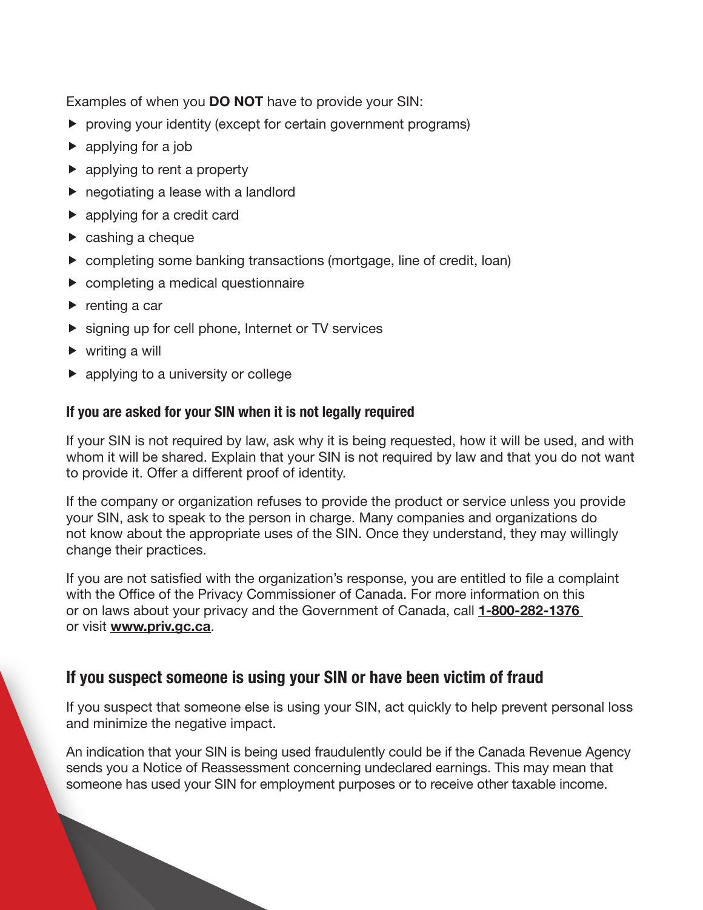Examples of when you **DO NOT** have to provide your SIN:

- proving your identity (except for certain government programs)
- applying for a job
- applying to rent a property
- negotiating a lease with a landlord
- applying for a credit card
- cashing a cheque
- completing some banking transactions (mortgage, line of credit, loan)
- completing a medical questionnaire
- renting a car
- signing up for cell phone, Internet or TV services
- writing a will
- applying to a university or college

### If you are asked for your SIN when it is not legally required

If your SIN is not required by law, ask why it is being requested, how it will be used, and with whom it will be shared. Explain that your SIN is not required by law and that you do not want to provide it. Offer a different proof of identity.

If the company or organization refuses to provide the product or service unless you provide your SIN, ask to speak to the person in charge. Many companies and organizations do not know about the appropriate uses of the SIN. Once they understand, they may willingly change their practices.

If you are not satisfied with the organization's response, you are entitled to file a complaint with the Office of the Privacy Commissioner of Canada. For more information on this or on laws about your privacy and the Government of Canada, call **1-800-282-1376** or visit **www.priv.gc.ca**.

## If you suspect someone is using your SIN or have been victim of fraud

If you suspect that someone else is using your SIN, act quickly to help prevent personal loss and minimize the negative impact.

An indication that your SIN is being used fraudulently could be if the Canada Revenue Agency sends you a Notice of Reassessment concerning undeclared earnings. This may mean that someone has used your SIN for employment purposes or to receive other taxable income.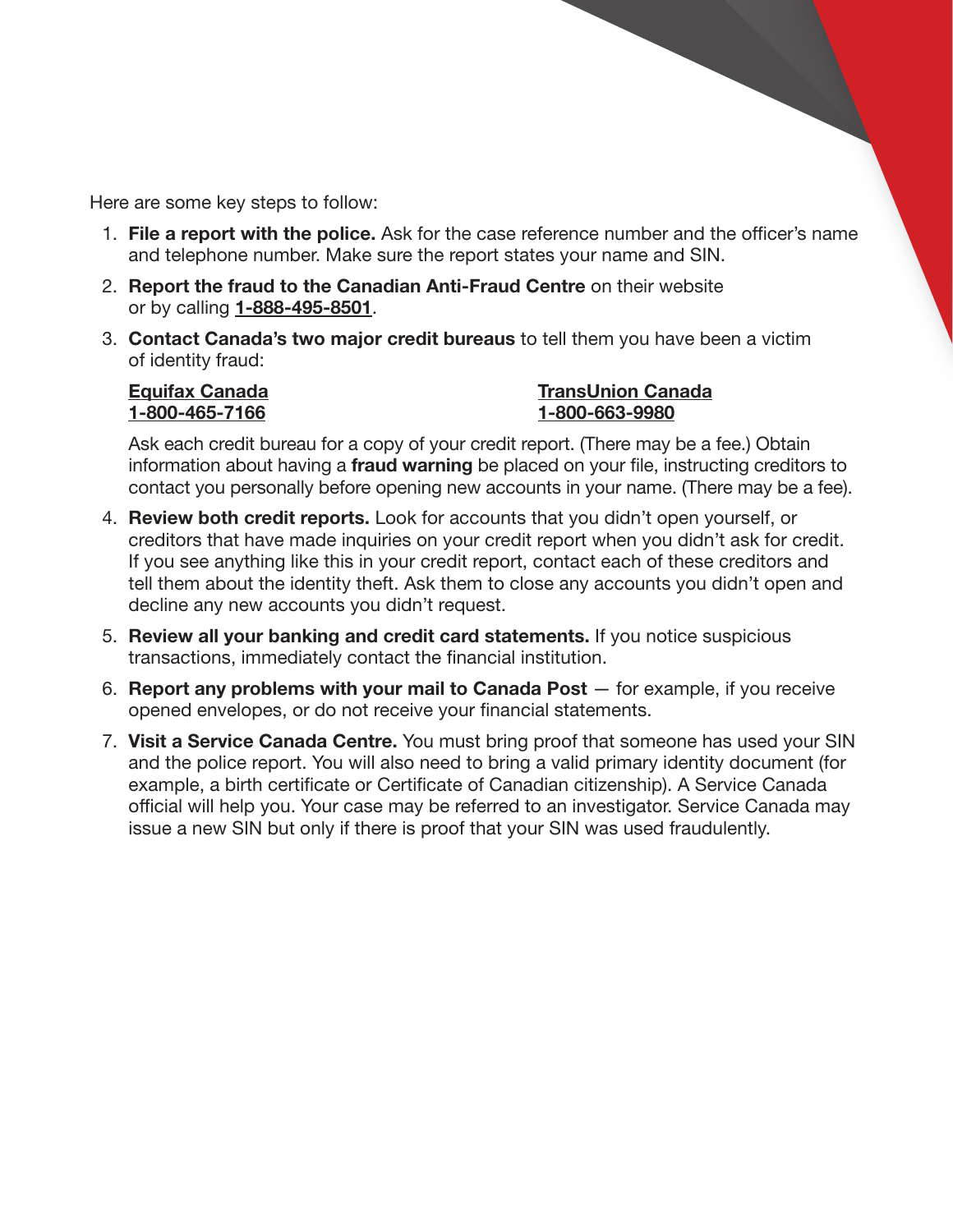Here are some key steps to follow:

1. **File a report with the police.** Ask for the case reference number and the officer's name and telephone number. Make sure the report states your name and SIN.
2. **Report the fraud to the Canadian Anti-Fraud Centre** on their website or by calling **1-888-495-8501**.
3. **Contact Canada's two major credit bureaus** to tell them you have been a victim of identity fraud:

   **Equifax Canada**
   **1-800-465-7166**

   **TransUnion Canada**
   **1-800-663-9980**

   Ask each credit bureau for a copy of your credit report. (There may be a fee.) Obtain information about having a **fraud warning** be placed on your file, instructing creditors to contact you personally before opening new accounts in your name. (There may be a fee).
4. **Review both credit reports.** Look for accounts that you didn't open yourself, or creditors that have made inquiries on your credit report when you didn't ask for credit. If you see anything like this in your credit report, contact each of these creditors and tell them about the identity theft. Ask them to close any accounts you didn't open and decline any new accounts you didn't request.
5. **Review all your banking and credit card statements.** If you notice suspicious transactions, immediately contact the financial institution.
6. **Report any problems with your mail to Canada Post** — for example, if you receive opened envelopes, or do not receive your financial statements.
7. **Visit a Service Canada Centre.** You must bring proof that someone has used your SIN and the police report. You will also need to bring a valid primary identity document (for example, a birth certificate or Certificate of Canadian citizenship). A Service Canada official will help you. Your case may be referred to an investigator. Service Canada may issue a new SIN but only if there is proof that your SIN was used fraudulently.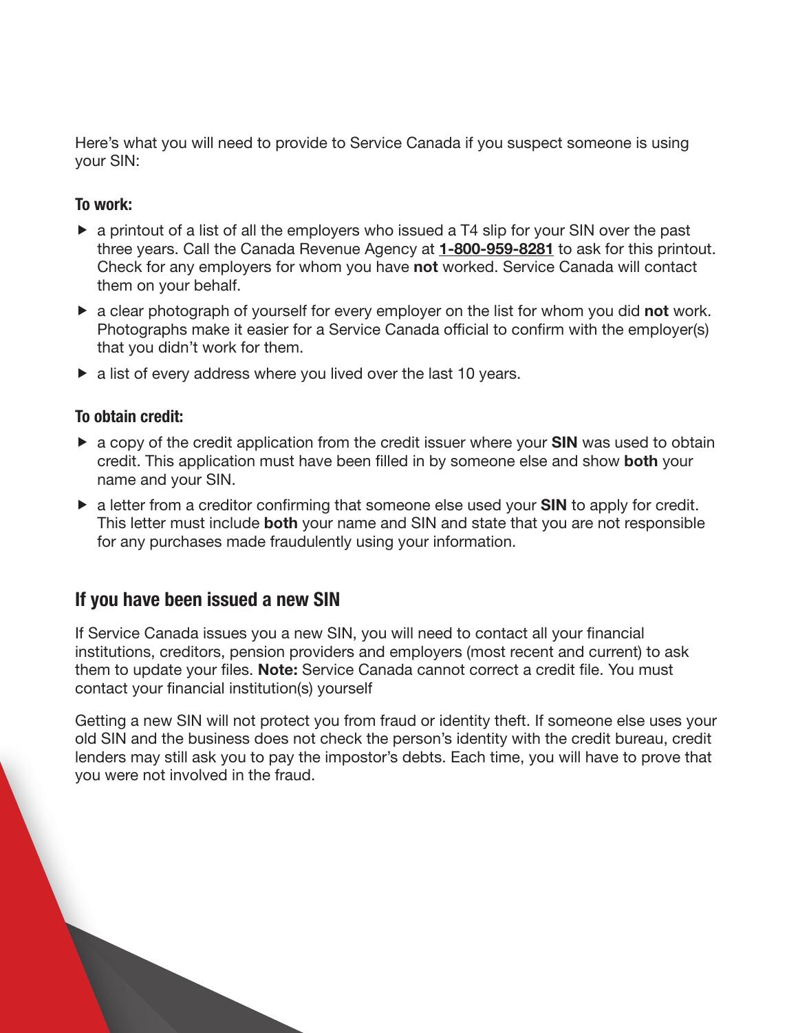Here's what you will need to provide to Service Canada if you suspect someone is using your SIN:

### To work:

- a printout of a list of all the employers who issued a T4 slip for your SIN over the past three years. Call the Canada Revenue Agency at **1-800-959-8281** to ask for this printout. Check for any employers for whom you have **not** worked. Service Canada will contact them on your behalf.
- a clear photograph of yourself for every employer on the list for whom you did **not** work. Photographs make it easier for a Service Canada official to confirm with the employer(s) that you didn't work for them.
- a list of every address where you lived over the last 10 years.

### To obtain credit:

- a copy of the credit application from the credit issuer where your **SIN** was used to obtain credit. This application must have been filled in by someone else and show **both** your name and your SIN.
- a letter from a creditor confirming that someone else used your **SIN** to apply for credit. This letter must include **both** your name and SIN and state that you are not responsible for any purchases made fraudulently using your information.

## If you have been issued a new SIN

If Service Canada issues you a new SIN, you will need to contact all your financial institutions, creditors, pension providers and employers (most recent and current) to ask them to update your files. **Note:** Service Canada cannot correct a credit file. You must contact your financial institution(s) yourself

Getting a new SIN will not protect you from fraud or identity theft. If someone else uses your old SIN and the business does not check the person's identity with the credit bureau, credit lenders may still ask you to pay the impostor's debts. Each time, you will have to prove that you were not involved in the fraud.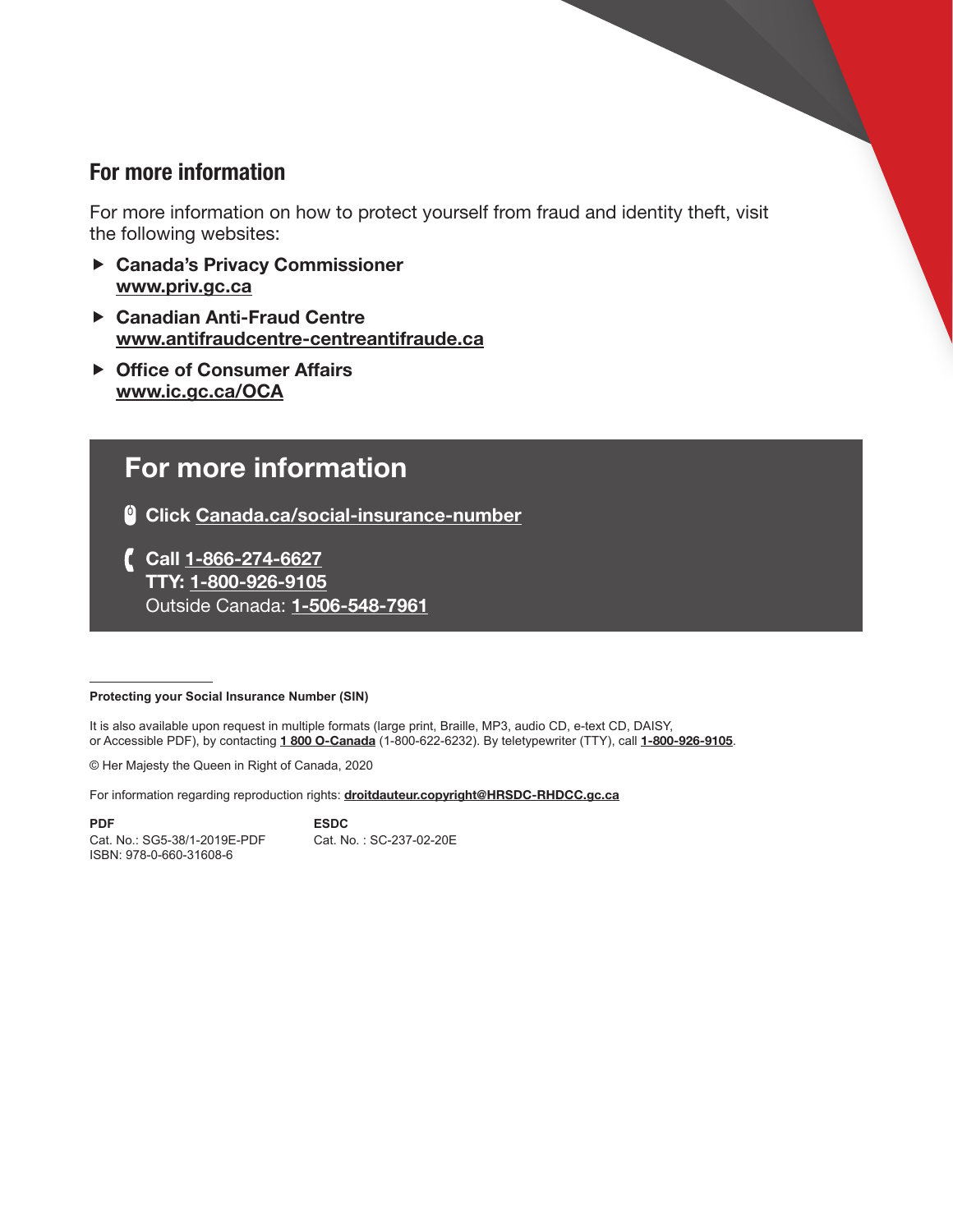## For more information

For more information on how to protect yourself from fraud and identity theft, visit the following websites:

- **Canada's Privacy Commissioner**
  **www.priv.gc.ca**
- **Canadian Anti-Fraud Centre**
  **www.antifraudcentre-centreantifraude.ca**
- **Office of Consumer Affairs**
  **www.ic.gc.ca/OCA**

## For more information

**Click Canada.ca/social-insurance-number**

**Call 1-866-274-6627**
**TTY: 1-800-926-9105**
Outside Canada: **1-506-548-7961**

---

**Protecting your Social Insurance Number (SIN)**

It is also available upon request in multiple formats (large print, Braille, MP3, audio CD, e-text CD, DAISY, or Accessible PDF), by contacting **1 800 O-Canada** (1-800-622-6232). By teletypewriter (TTY), call **1-800-926-9105**.

© Her Majesty the Queen in Right of Canada, 2020

For information regarding reproduction rights: **droitdauteur.copyright@HRSDC-RHDCC.gc.ca**

**PDF**
Cat. No.: SG5-38/1-2019E-PDF
ISBN: 978-0-660-31608-6

**ESDC**
Cat. No. : SC-237-02-20E